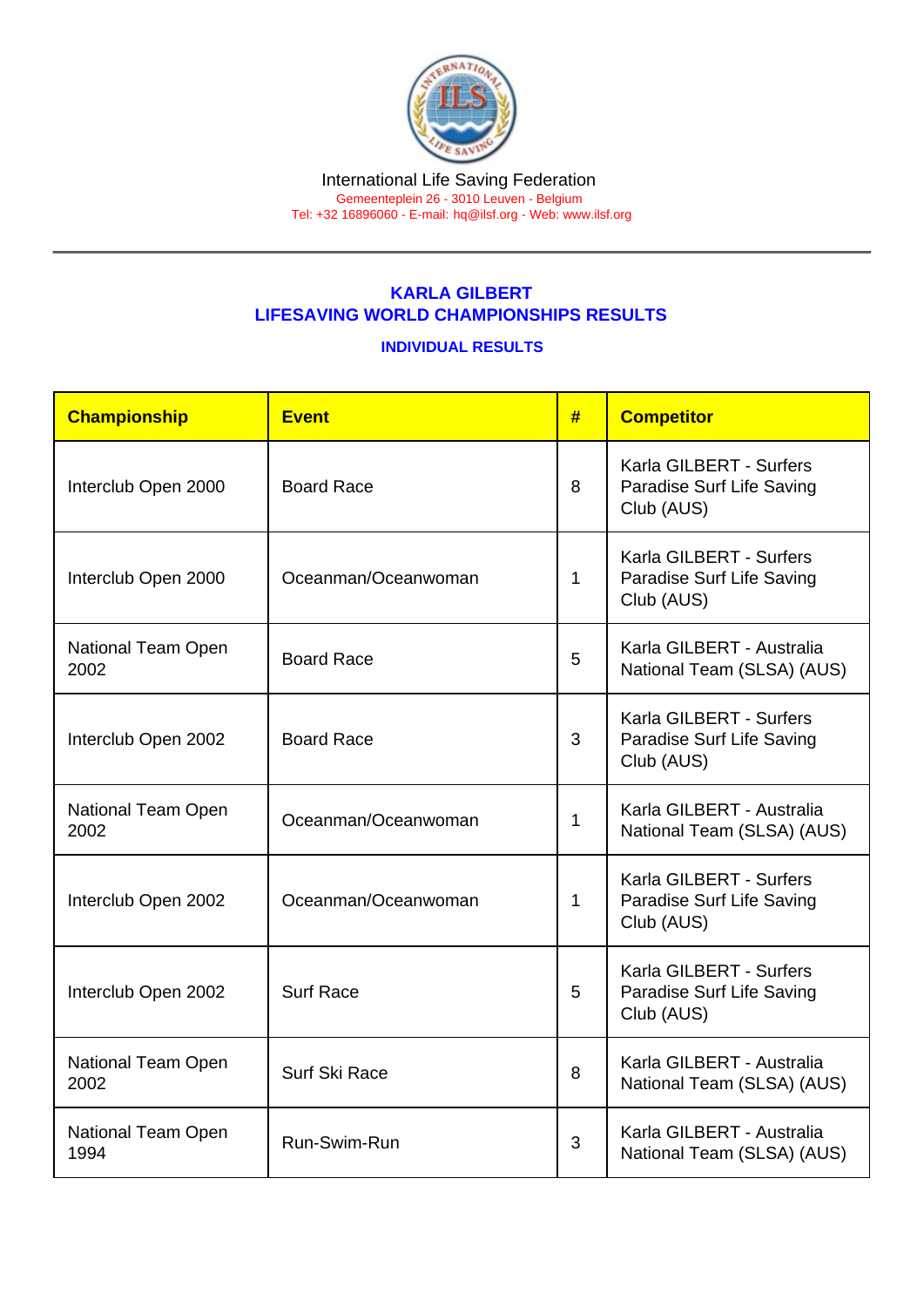International Life Saving Federation

Gemeenteplein 26 - 3010 Leuven - Belgium

Tel: +32 16896060 - E-mail: hq@ilsf.org - Web: www.ilsf.org

## KARLA GILBERT
## LIFESAVING WORLD CHAMPIONSHIPS RESULTS

### INDIVIDUAL RESULTS

| Championship | Event | # | Competitor |
|---|---|---|---|
| Interclub Open 2000 | Board Race | 8 | Karla GILBERT - Surfers Paradise Surf Life Saving Club (AUS) |
| Interclub Open 2000 | Oceanman/Oceanwoman | 1 | Karla GILBERT - Surfers Paradise Surf Life Saving Club (AUS) |
| National Team Open 2002 | Board Race | 5 | Karla GILBERT - Australia National Team (SLSA) (AUS) |
| Interclub Open 2002 | Board Race | 3 | Karla GILBERT - Surfers Paradise Surf Life Saving Club (AUS) |
| National Team Open 2002 | Oceanman/Oceanwoman | 1 | Karla GILBERT - Australia National Team (SLSA) (AUS) |
| Interclub Open 2002 | Oceanman/Oceanwoman | 1 | Karla GILBERT - Surfers Paradise Surf Life Saving Club (AUS) |
| Interclub Open 2002 | Surf Race | 5 | Karla GILBERT - Surfers Paradise Surf Life Saving Club (AUS) |
| National Team Open 2002 | Surf Ski Race | 8 | Karla GILBERT - Australia National Team (SLSA) (AUS) |
| National Team Open 1994 | Run-Swim-Run | 3 | Karla GILBERT - Australia National Team (SLSA) (AUS) |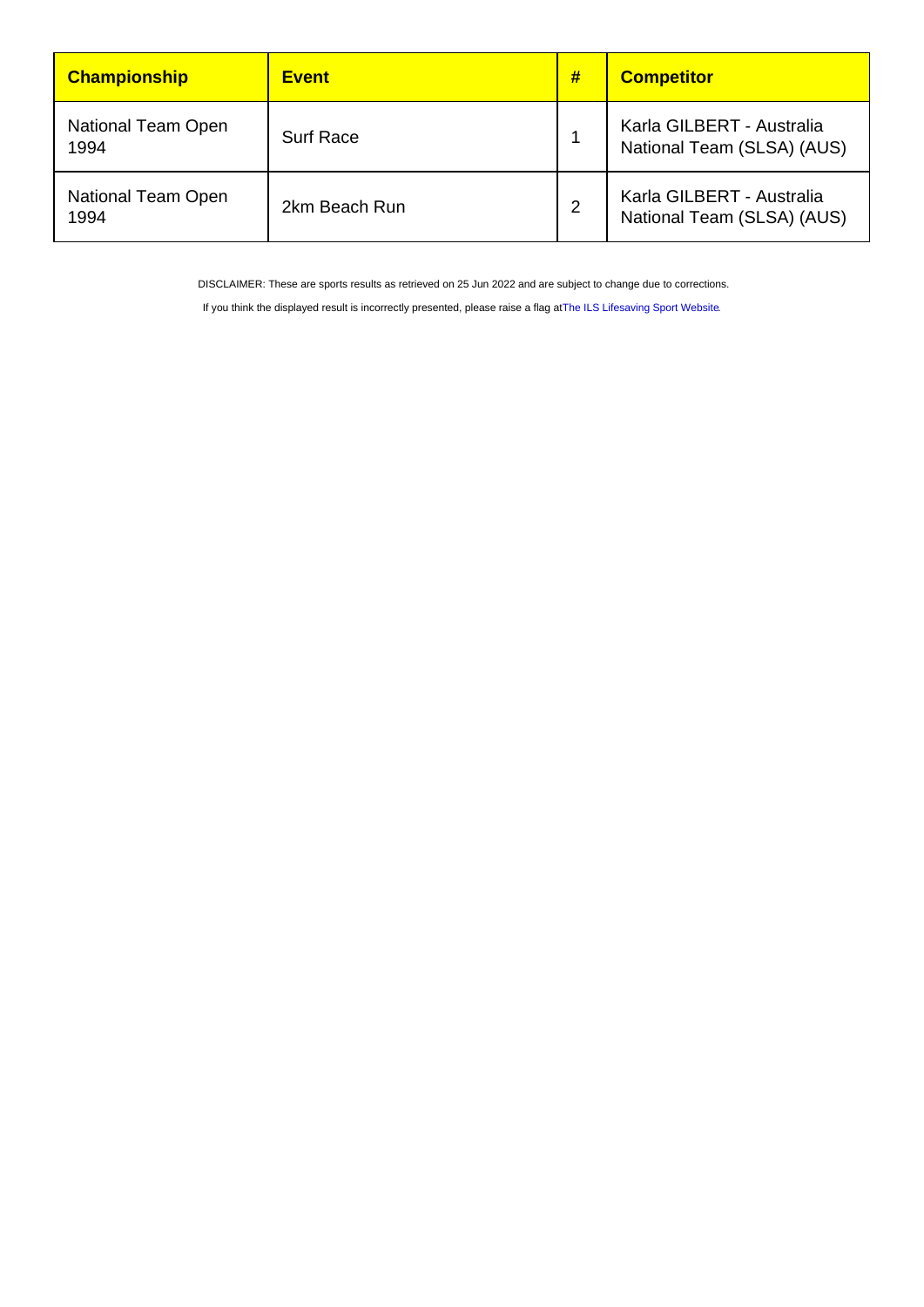| Championship | Event | # | Competitor |
|---|---|---|---|
| National Team Open 1994 | Surf Race | 1 | Karla GILBERT - Australia National Team (SLSA) (AUS) |
| National Team Open 1994 | 2km Beach Run | 2 | Karla GILBERT - Australia National Team (SLSA) (AUS) |

DISCLAIMER: These are sports results as retrieved on 25 Jun 2022 and are subject to change due to corrections.

If you think the displayed result is incorrectly presented, please raise a flag at The ILS Lifesaving Sport Website.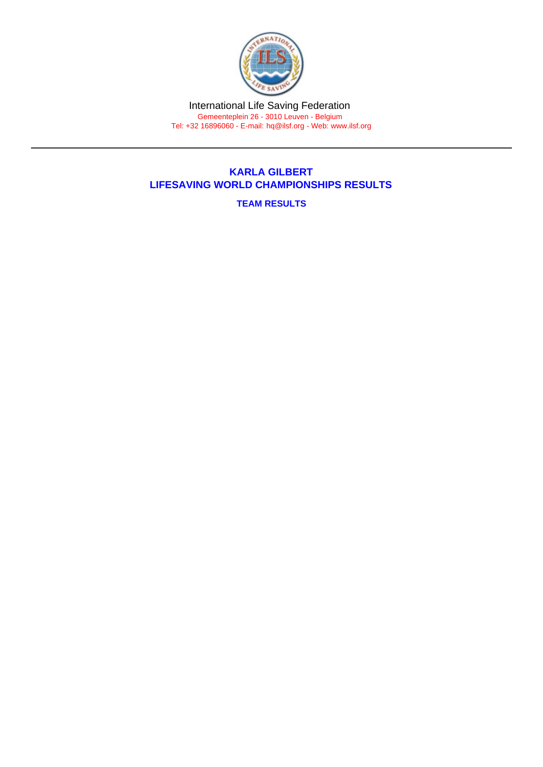International Life Saving Federation

Gemeenteplein 26 - 3010 Leuven - Belgium

Tel: +32 16896060 - E-mail: hq@ilsf.org - Web: www.ilsf.org

---

## KARLA GILBERT
## LIFESAVING WORLD CHAMPIONSHIPS RESULTS

### TEAM RESULTS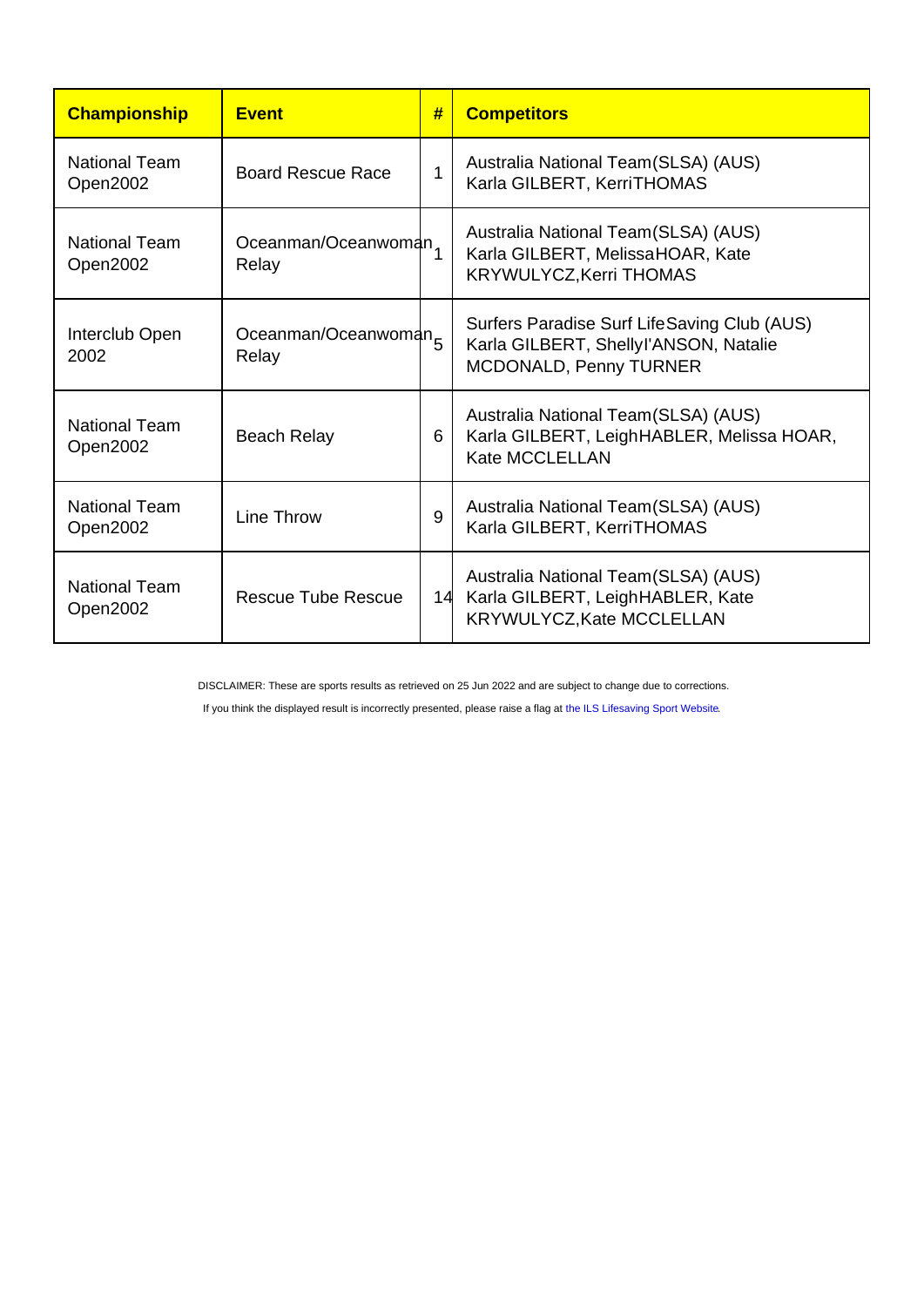| Championship | Event | # | Competitors |
|---|---|---|---|
| National Team Open2002 | Board Rescue Race | 1 | Australia National Team(SLSA) (AUS) Karla GILBERT, KerriTHOMAS |
| National Team Open2002 | Oceanman/Oceanwoman Relay | 1 | Australia National Team(SLSA) (AUS) Karla GILBERT, MelissaHOAR, Kate KRYWULYCZ,Kerri THOMAS |
| Interclub Open 2002 | Oceanman/Oceanwoman Relay | 5 | Surfers Paradise Surf LifeSaving Club (AUS) Karla GILBERT, ShellyI'ANSON, Natalie MCDONALD, Penny TURNER |
| National Team Open2002 | Beach Relay | 6 | Australia National Team(SLSA) (AUS) Karla GILBERT, LeighHABLER, Melissa HOAR, Kate MCCLELLAN |
| National Team Open2002 | Line Throw | 9 | Australia National Team(SLSA) (AUS) Karla GILBERT, KerriTHOMAS |
| National Team Open2002 | Rescue Tube Rescue | 14 | Australia National Team(SLSA) (AUS) Karla GILBERT, LeighHABLER, Kate KRYWULYCZ,Kate MCCLELLAN |

DISCLAIMER: These are sports results as retrieved on 25 Jun 2022 and are subject to change due to corrections.

If you think the displayed result is incorrectly presented, please raise a flag at the ILS Lifesaving Sport Website.